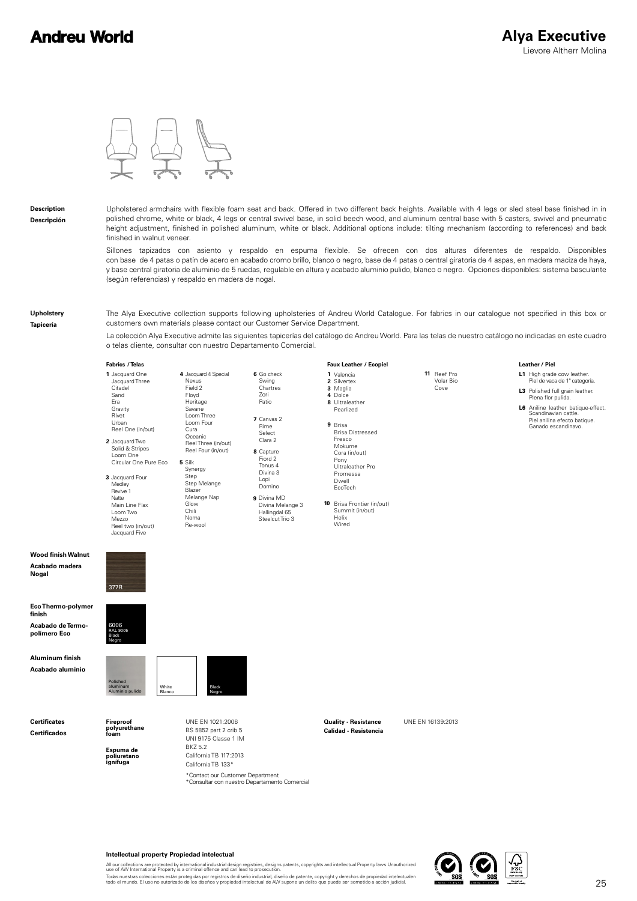# Andreu World

## Alya Executive

Lievore Altherr Molina

**Description**

**Descripción**

Upholstered armchairs with flexible foam seat and back. Offered in two different back heights. Available with 4 legs or sled steel base finished in in polished chrome, white or black, 4 legs or central swivel base, in solid beech wood, and aluminum central base with 5 casters, swivel and pneumatic height adjustment, finished in polished aluminum, white or black. Additional options include: tilting mechanism (according to references) and back finished in walnut veneer.

Sillones tapizados con asiento y respaldo en espuma flexible. Se ofrecen con dos alturas diferentes de respaldo. Disponibles con base de 4 patas o patín de acero en acabado cromo brillo, blanco o negro, base de 4 patas o central giratoria de 4 aspas, en madera maciza de haya, y base central giratoria de aluminio de 5 ruedas, regulable en altura y acabado aluminio pulido, blanco o negro. Opciones disponibles: sistema basculante (según referencias) y respaldo en madera de nogal.

**Upholstery**

**Tapicería**

The Alya Executive collection supports following upholsteries of Andreu World Catalogue. For fabrics in our catalogue not specified in this box or customers own materials please contact our Customer Service Department.

La colección Alya Executive admite las siguientes tapicerías del catálogo de Andreu World. Para las telas de nuestro catálogo no indicadas en este cuadro o telas cliente, consultar con nuestro Departamento Comercial.

**Fabrics / Telas**

**1** Jacquard One, Jacquard Three, Citadel, Sand, Era, Gravity, Rivet, Urban, Reel One (in/out)

**2** Jacquard Two, Solid & Stripes, Loom One, Circular One Pure Eco

**3** Jacquard Four, Medley, Revive 1, Natte, Main Line Flax, Loom Two, Mezzo, Reel two (in/out), Jacquard Five

**4** Jacquard 4 Special, Nexus, Field 2, Floyd, Heritage, Savane, Loom Three, Loom Four, Cura, Oceanic, Reel Three (in/out), Reel Four (in/out)

**5** Silk, Synergy, Step, Step Melange, Blazer, Melange Nap, Glow, Chili, Noma, Re-wool

**6** Go check, Swing, Chartres, Zori, Patio

**7** Canvas 2, Rime, Select, Clara 2

**8** Capture, Fiord 2, Tonus 4, Divina 3, Lopi, Domino

**9** Divina MD, Divina Melange 3, Hallingdal 65, Steelcut Trio 3

**Faux Leather / Ecopiel**

**1** Valencia

**2** Silvertex

**3** Maglia

**4** Dolce

**8** Ultraleather, Pearlized

**9** Brisa, Brisa Distressed, Fresco, Mokume, Cora (in/out), Pony, Ultraleather Pro, Promessa, Dwell, EcoTech

**10** Brisa Frontier (in/out), Summit (in/out), Helix, Wired

**11** Reef Pro, Volar Bio, Cove

**Leather / Piel**

**L1** High grade cow leather. Piel de vaca de 1ª categoría.

**L3** Polished full grain leather. Plena flor pulida.

**L6** Aniline leather batique-effect. Scandinavian cattle. Piel anilina efecto batique. Ganado escandinavo.

**Wood finish Walnut**

**Acabado madera Nogal**

377R

**Eco Thermo-polymer finish**

**Acabado de Termo-polímero Eco**

6006 RAL 9005 Black Negro

**Aluminum finish**

**Acabado aluminio**

Polished aluminum / Aluminio pulido — White / Blanco — Black / Negro

**Certificates**

**Certificados**

**Fireproof polyurethane foam**

**Espuma de poliuretano ignífuga**

UNE EN 1021:2006
BS 5852 part 2 crib 5
UNI 9175 Classe 1 IM
BKZ 5.2
California TB 117:2013
California TB 133*

\*Contact our Customer Department
\*Consultar con nuestro Departamento Comercial

**Quality - Resistance**

**Calidad - Resistencia**

UNE EN 16139:2013

**Intellectual property Propiedad intelectual**

All our collections are protected by international industrial design registries, designs patents, copyrights and intellectual Property laws.Unauthorized use of AW International Property is a criminal offence and can lead to prosecution.

Todas nuestras colecciones están protegidas por registros de diseño industrial, diseño de patente, copyright y derechos de propiedad intelectualen todo el mundo. El uso no autorizado de los diseños y propiedad intelectual de AW supone un delito que puede ser sometido a acción judicial.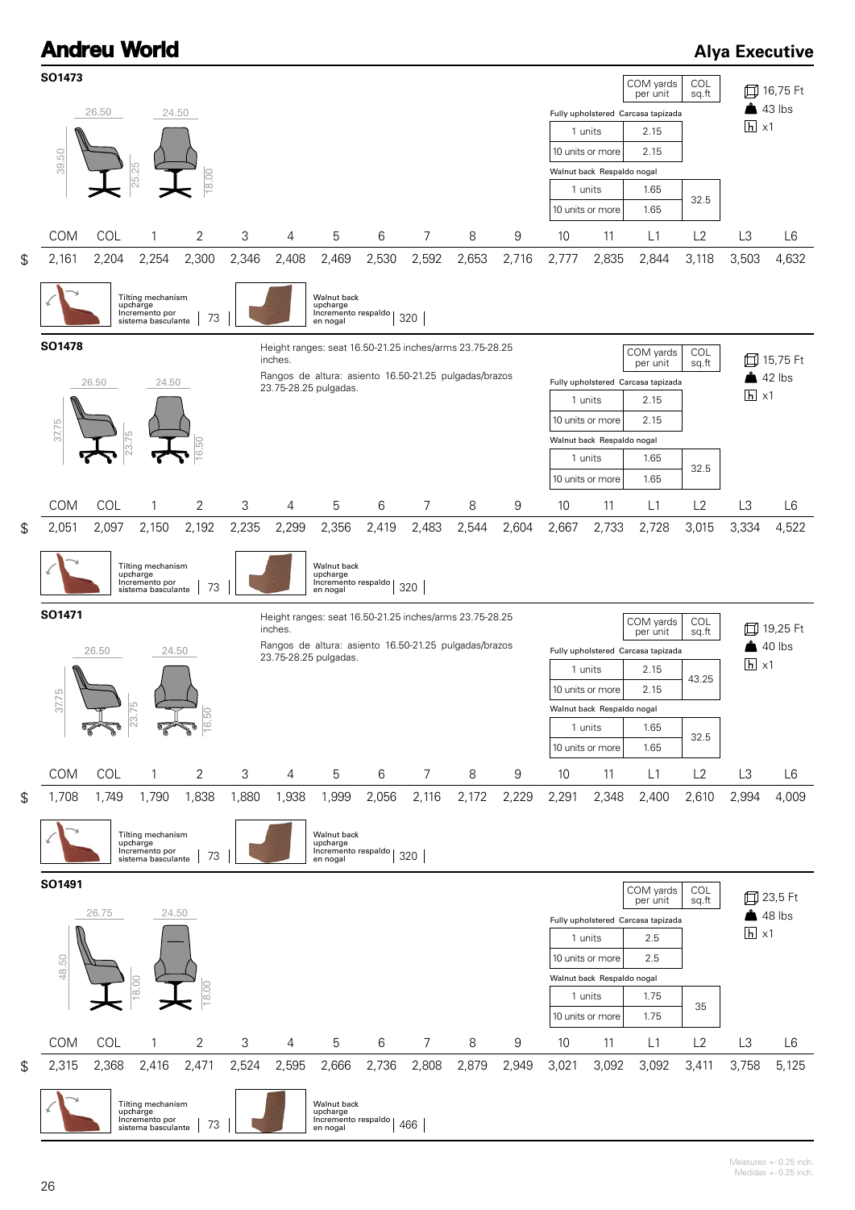# Andreu World

## Alya Executive

### SO1473

26.50 | 24.50 | 39.50 | 25.25 | 18.00

| | COM yards per unit | COL sq.ft |
|---|---|---|
| **Fully upholstered Carcasa tapizada** | | |
| 1 units | 2.15 | |
| 10 units or more | 2.15 | |
| **Walnut back Respaldo nogal** | | |
| 1 units | 1.65 | 32.5 |
| 10 units or more | 1.65 | |

16,75 Ft | 43 lbs | x1

| | COM | COL | 1 | 2 | 3 | 4 | 5 | 6 | 7 | 8 | 9 | 10 | 11 | L1 | L2 | L3 | L6 |
|---|---|---|---|---|---|---|---|---|---|---|---|---|---|---|---|---|---|
| $ | 2,161 | 2,204 | 2,254 | 2,300 | 2,346 | 2,408 | 2,469 | 2,530 | 2,592 | 2,653 | 2,716 | 2,777 | 2,835 | 2,844 | 3,118 | 3,503 | 4,632 |

Tilting mechanism upcharge / Incremento por sistema basculante | 73

Walnut back upcharge / Incremento respaldo en nogal | 320

### SO1478

26.50 | 24.50 | 37.75 | 23.75 | 16.50

Height ranges: seat 16.50-21.25 inches/arms 23.75-28.25 inches.

Rangos de altura: asiento 16.50-21.25 pulgadas/brazos 23.75-28.25 pulgadas.

| | COM yards per unit | COL sq.ft |
|---|---|---|
| **Fully upholstered Carcasa tapizada** | | |
| 1 units | 2.15 | |
| 10 units or more | 2.15 | |
| **Walnut back Respaldo nogal** | | |
| 1 units | 1.65 | 32.5 |
| 10 units or more | 1.65 | |

15,75 Ft | 42 lbs | x1

| | COM | COL | 1 | 2 | 3 | 4 | 5 | 6 | 7 | 8 | 9 | 10 | 11 | L1 | L2 | L3 | L6 |
|---|---|---|---|---|---|---|---|---|---|---|---|---|---|---|---|---|---|
| $ | 2,051 | 2,097 | 2,150 | 2,192 | 2,235 | 2,299 | 2,356 | 2,419 | 2,483 | 2,544 | 2,604 | 2,667 | 2,733 | 2,728 | 3,015 | 3,334 | 4,522 |

Tilting mechanism upcharge / Incremento por sistema basculante | 73

Walnut back upcharge / Incremento respaldo en nogal | 320

### SO1471

26.50 | 24.50 | 37.75 | 23.75 | 16.50

Height ranges: seat 16.50-21.25 inches/arms 23.75-28.25 inches.

Rangos de altura: asiento 16.50-21.25 pulgadas/brazos 23.75-28.25 pulgadas.

| | COM yards per unit | COL sq.ft |
|---|---|---|
| **Fully upholstered Carcasa tapizada** | | |
| 1 units | 2.15 | 43.25 |
| 10 units or more | 2.15 | |
| **Walnut back Respaldo nogal** | | |
| 1 units | 1.65 | 32.5 |
| 10 units or more | 1.65 | |

19,25 Ft | 40 lbs | x1

| | COM | COL | 1 | 2 | 3 | 4 | 5 | 6 | 7 | 8 | 9 | 10 | 11 | L1 | L2 | L3 | L6 |
|---|---|---|---|---|---|---|---|---|---|---|---|---|---|---|---|---|---|
| $ | 1,708 | 1,749 | 1,790 | 1,838 | 1,880 | 1,938 | 1,999 | 2,056 | 2,116 | 2,172 | 2,229 | 2,291 | 2,348 | 2,400 | 2,610 | 2,994 | 4,009 |

Tilting mechanism upcharge / Incremento por sistema basculante | 73

Walnut back upcharge / Incremento respaldo en nogal | 320

### SO1491

26.75 | 24.50 | 48.50 | 18.00 | 18.00

| | COM yards per unit | COL sq.ft |
|---|---|---|
| **Fully upholstered Carcasa tapizada** | | |
| 1 units | 2.5 | |
| 10 units or more | 2.5 | |
| **Walnut back Respaldo nogal** | | |
| 1 units | 1.75 | 35 |
| 10 units or more | 1.75 | |

23,5 Ft | 48 lbs | x1

| | COM | COL | 1 | 2 | 3 | 4 | 5 | 6 | 7 | 8 | 9 | 10 | 11 | L1 | L2 | L3 | L6 |
|---|---|---|---|---|---|---|---|---|---|---|---|---|---|---|---|---|---|
| $ | 2,315 | 2,368 | 2,416 | 2,471 | 2,524 | 2,595 | 2,666 | 2,736 | 2,808 | 2,879 | 2,949 | 3,021 | 3,092 | 3,092 | 3,411 | 3,758 | 5,125 |

Tilting mechanism upcharge / Incremento por sistema basculante | 73

Walnut back upcharge / Incremento respaldo en nogal | 466

Measures +- 0.25 inch.
Medidas +- 0.25 inch.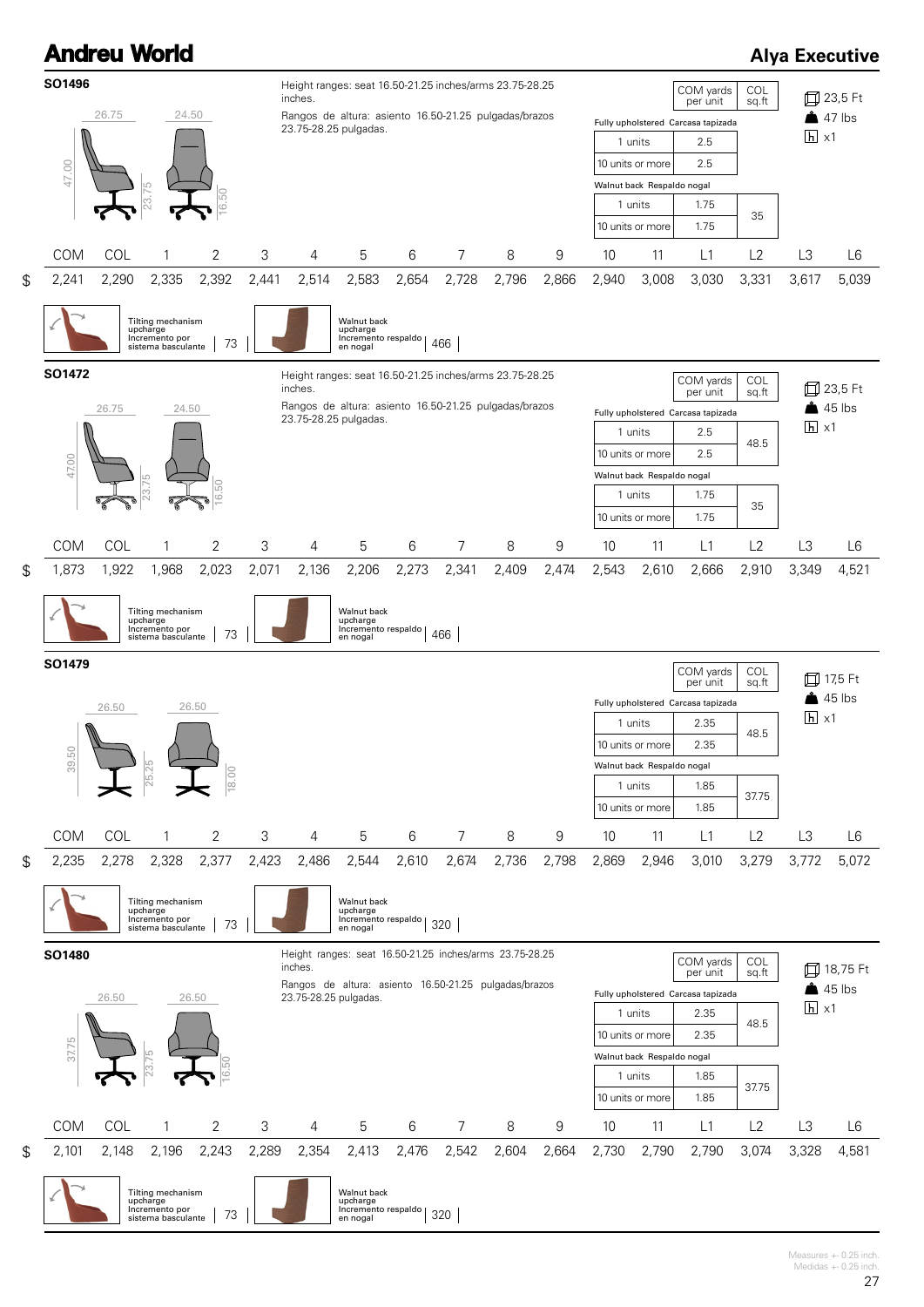# Andreu World

## Alya Executive

### SO1496

Dimensions: 26.75 / 24.50 / 47.00 / 23.75 / 16.50

Height ranges: seat 16.50-21.25 inches/arms 23.75-28.25 inches.

Rangos de altura: asiento 16.50-21.25 pulgadas/brazos 23.75-28.25 pulgadas.

| | COM yards per unit | COL sq.ft |
|---|---|---|
| **Fully upholstered Carcasa tapizada** | | |
| 1 units | 2.5 | |
| 10 units or more | 2.5 | |
| **Walnut back Respaldo nogal** | | |
| 1 units | 1.75 | 35 |
| 10 units or more | 1.75 | |

23,5 Ft · 47 lbs · x1

| | COM | COL | 1 | 2 | 3 | 4 | 5 | 6 | 7 | 8 | 9 | 10 | 11 | L1 | L2 | L3 | L6 |
|---|---|---|---|---|---|---|---|---|---|---|---|---|---|---|---|---|---|
| $ | 2,241 | 2,290 | 2,335 | 2,392 | 2,441 | 2,514 | 2,583 | 2,654 | 2,728 | 2,796 | 2,866 | 2,940 | 3,008 | 3,030 | 3,331 | 3,617 | 5,039 |

Tilting mechanism upcharge / Incremento por sistema basculante: 73

Walnut back upcharge / Incremento respaldo en nogal: 466

### SO1472

Dimensions: 26.75 / 24.50 / 47.00 / 23.75 / 16.50

Height ranges: seat 16.50-21.25 inches/arms 23.75-28.25 inches.

Rangos de altura: asiento 16.50-21.25 pulgadas/brazos 23.75-28.25 pulgadas.

| | COM yards per unit | COL sq.ft |
|---|---|---|
| **Fully upholstered Carcasa tapizada** | | |
| 1 units | 2.5 | 48.5 |
| 10 units or more | 2.5 | |
| **Walnut back Respaldo nogal** | | |
| 1 units | 1.75 | 35 |
| 10 units or more | 1.75 | |

23,5 Ft · 45 lbs · x1

| | COM | COL | 1 | 2 | 3 | 4 | 5 | 6 | 7 | 8 | 9 | 10 | 11 | L1 | L2 | L3 | L6 |
|---|---|---|---|---|---|---|---|---|---|---|---|---|---|---|---|---|---|
| $ | 1,873 | 1,922 | 1,968 | 2,023 | 2,071 | 2,136 | 2,206 | 2,273 | 2,341 | 2,409 | 2,474 | 2,543 | 2,610 | 2,666 | 2,910 | 3,349 | 4,521 |

Tilting mechanism upcharge / Incremento por sistema basculante: 73

Walnut back upcharge / Incremento respaldo en nogal: 466

### SO1479

Dimensions: 26.50 / 26.50 / 39.50 / 25.25 / 18.00

| | COM yards per unit | COL sq.ft |
|---|---|---|
| **Fully upholstered Carcasa tapizada** | | |
| 1 units | 2.35 | 48.5 |
| 10 units or more | 2.35 | |
| **Walnut back Respaldo nogal** | | |
| 1 units | 1.85 | 37.75 |
| 10 units or more | 1.85 | |

17,5 Ft · 45 lbs · x1

| | COM | COL | 1 | 2 | 3 | 4 | 5 | 6 | 7 | 8 | 9 | 10 | 11 | L1 | L2 | L3 | L6 |
|---|---|---|---|---|---|---|---|---|---|---|---|---|---|---|---|---|---|
| $ | 2,235 | 2,278 | 2,328 | 2,377 | 2,423 | 2,486 | 2,544 | 2,610 | 2,674 | 2,736 | 2,798 | 2,869 | 2,946 | 3,010 | 3,279 | 3,772 | 5,072 |

Tilting mechanism upcharge / Incremento por sistema basculante: 73

Walnut back upcharge / Incremento respaldo en nogal: 320

### SO1480

Dimensions: 26.50 / 26.50 / 37.75 / 23.75 / 16.50

Height ranges: seat 16.50-21.25 inches/arms 23.75-28.25 inches.

Rangos de altura: asiento 16.50-21.25 pulgadas/brazos 23.75-28.25 pulgadas.

| | COM yards per unit | COL sq.ft |
|---|---|---|
| **Fully upholstered Carcasa tapizada** | | |
| 1 units | 2.35 | 48.5 |
| 10 units or more | 2.35 | |
| **Walnut back Respaldo nogal** | | |
| 1 units | 1.85 | 37.75 |
| 10 units or more | 1.85 | |

18,75 Ft · 45 lbs · x1

| | COM | COL | 1 | 2 | 3 | 4 | 5 | 6 | 7 | 8 | 9 | 10 | 11 | L1 | L2 | L3 | L6 |
|---|---|---|---|---|---|---|---|---|---|---|---|---|---|---|---|---|---|
| $ | 2,101 | 2,148 | 2,196 | 2,243 | 2,289 | 2,354 | 2,413 | 2,476 | 2,542 | 2,604 | 2,664 | 2,730 | 2,790 | 2,790 | 3,074 | 3,328 | 4,581 |

Tilting mechanism upcharge / Incremento por sistema basculante: 73

Walnut back upcharge / Incremento respaldo en nogal: 320

Measures +- 0.25 inch.
Medidas +- 0.25 inch.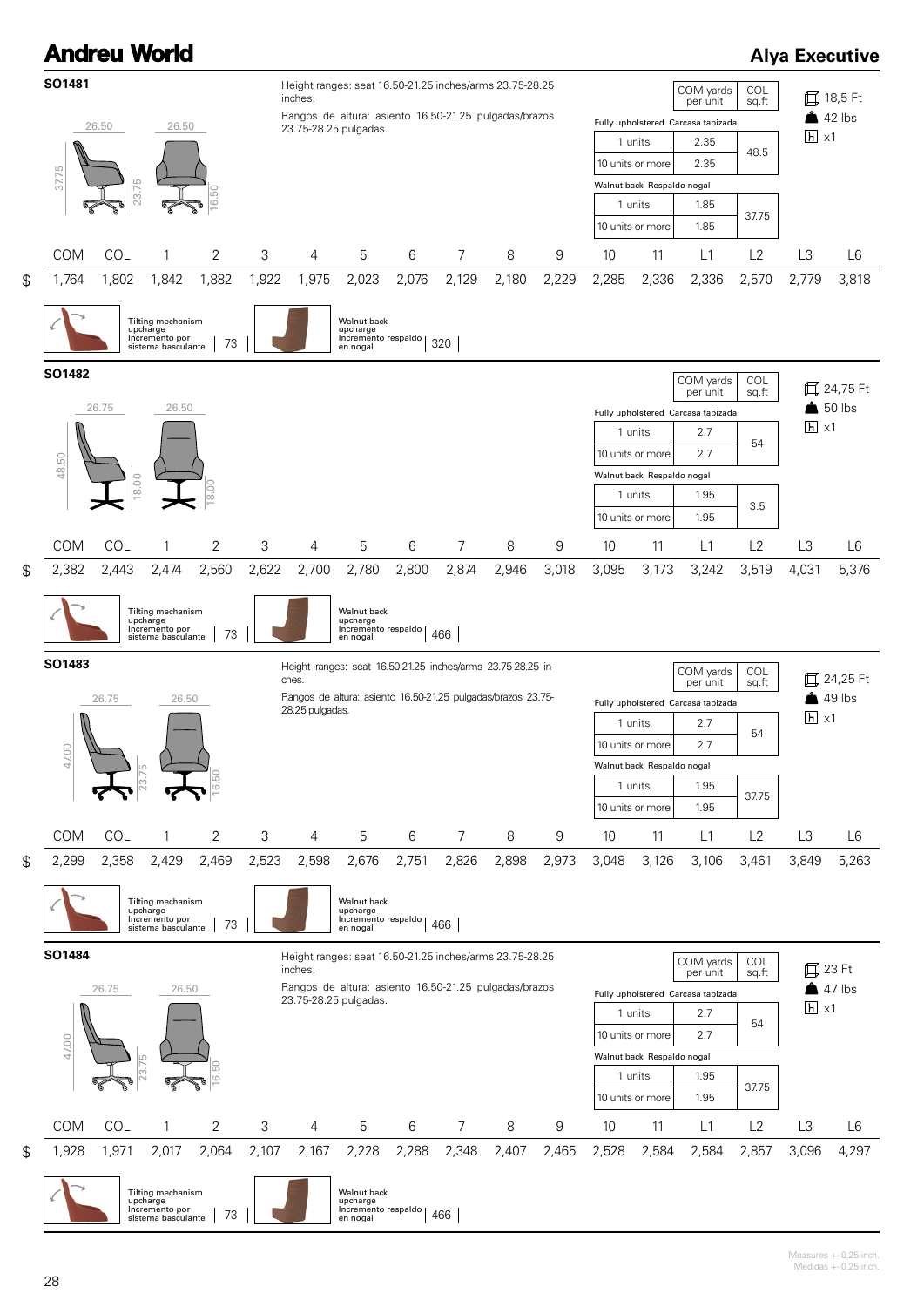# Andreu World

## Alya Executive

### SO1481

Dimensions: 26.50 / 26.50 / 37.75 / 23.75 / 16.50

Height ranges: seat 16.50-21.25 inches/arms 23.75-28.25 inches.

Rangos de altura: asiento 16.50-21.25 pulgadas/brazos 23.75-28.25 pulgadas.

| | COM yards per unit | COL sq.ft |
|---|---|---|
| **Fully upholstered Carcasa tapizada** | | |
| 1 units | 2.35 | 48.5 |
| 10 units or more | 2.35 | |
| **Walnut back Respaldo nogal** | | |
| 1 units | 1.85 | 37.75 |
| 10 units or more | 1.85 | |

18,5 Ft — 42 lbs — x1

| | COM | COL | 1 | 2 | 3 | 4 | 5 | 6 | 7 | 8 | 9 | 10 | 11 | L1 | L2 | L3 | L6 |
|---|---|---|---|---|---|---|---|---|---|---|---|---|---|---|---|---|---|
| $ | 1,764 | 1,802 | 1,842 | 1,882 | 1,922 | 1,975 | 2,023 | 2,076 | 2,129 | 2,180 | 2,229 | 2,285 | 2,336 | 2,336 | 2,570 | 2,779 | 3,818 |

Tilting mechanism upcharge / Incremento por sistema basculante: 73

Walnut back upcharge / Incremento respaldo en nogal: 320

### SO1482

Dimensions: 26.75 / 26.50 / 48.50 / 18.00 / 18.00

| | COM yards per unit | COL sq.ft |
|---|---|---|
| **Fully upholstered Carcasa tapizada** | | |
| 1 units | 2.7 | 54 |
| 10 units or more | 2.7 | |
| **Walnut back Respaldo nogal** | | |
| 1 units | 1.95 | 3.5 |
| 10 units or more | 1.95 | |

24,75 Ft — 50 lbs — x1

| | COM | COL | 1 | 2 | 3 | 4 | 5 | 6 | 7 | 8 | 9 | 10 | 11 | L1 | L2 | L3 | L6 |
|---|---|---|---|---|---|---|---|---|---|---|---|---|---|---|---|---|---|
| $ | 2,382 | 2,443 | 2,474 | 2,560 | 2,622 | 2,700 | 2,780 | 2,800 | 2,874 | 2,946 | 3,018 | 3,095 | 3,173 | 3,242 | 3,519 | 4,031 | 5,376 |

Tilting mechanism upcharge / Incremento por sistema basculante: 73

Walnut back upcharge / Incremento respaldo en nogal: 466

### SO1483

Dimensions: 26.75 / 26.50 / 47.00 / 23.75 / 16.50

Height ranges: seat 16.50-21.25 inches/arms 23.75-28.25 inches.

Rangos de altura: asiento 16.50-21.25 pulgadas/brazos 23.75-28.25 pulgadas.

| | COM yards per unit | COL sq.ft |
|---|---|---|
| **Fully upholstered Carcasa tapizada** | | |
| 1 units | 2.7 | 54 |
| 10 units or more | 2.7 | |
| **Walnut back Respaldo nogal** | | |
| 1 units | 1.95 | 37.75 |
| 10 units or more | 1.95 | |

24,25 Ft — 49 lbs — x1

| | COM | COL | 1 | 2 | 3 | 4 | 5 | 6 | 7 | 8 | 9 | 10 | 11 | L1 | L2 | L3 | L6 |
|---|---|---|---|---|---|---|---|---|---|---|---|---|---|---|---|---|---|
| $ | 2,299 | 2,358 | 2,429 | 2,469 | 2,523 | 2,598 | 2,676 | 2,751 | 2,826 | 2,898 | 2,973 | 3,048 | 3,126 | 3,106 | 3,461 | 3,849 | 5,263 |

Tilting mechanism upcharge / Incremento por sistema basculante: 73

Walnut back upcharge / Incremento respaldo en nogal: 466

### SO1484

Dimensions: 26.75 / 26.50 / 47.00 / 23.75 / 16.50

Height ranges: seat 16.50-21.25 inches/arms 23.75-28.25 inches.

Rangos de altura: asiento 16.50-21.25 pulgadas/brazos 23.75-28.25 pulgadas.

| | COM yards per unit | COL sq.ft |
|---|---|---|
| **Fully upholstered Carcasa tapizada** | | |
| 1 units | 2.7 | 54 |
| 10 units or more | 2.7 | |
| **Walnut back Respaldo nogal** | | |
| 1 units | 1.95 | 37.75 |
| 10 units or more | 1.95 | |

23 Ft — 47 lbs — x1

| | COM | COL | 1 | 2 | 3 | 4 | 5 | 6 | 7 | 8 | 9 | 10 | 11 | L1 | L2 | L3 | L6 |
|---|---|---|---|---|---|---|---|---|---|---|---|---|---|---|---|---|---|
| $ | 1,928 | 1,971 | 2,017 | 2,064 | 2,107 | 2,167 | 2,228 | 2,288 | 2,348 | 2,407 | 2,465 | 2,528 | 2,584 | 2,584 | 2,857 | 3,096 | 4,297 |

Tilting mechanism upcharge / Incremento por sistema basculante: 73

Walnut back upcharge / Incremento respaldo en nogal: 466

Measures +- 0.25 inch.
Medidas +- 0.25 inch.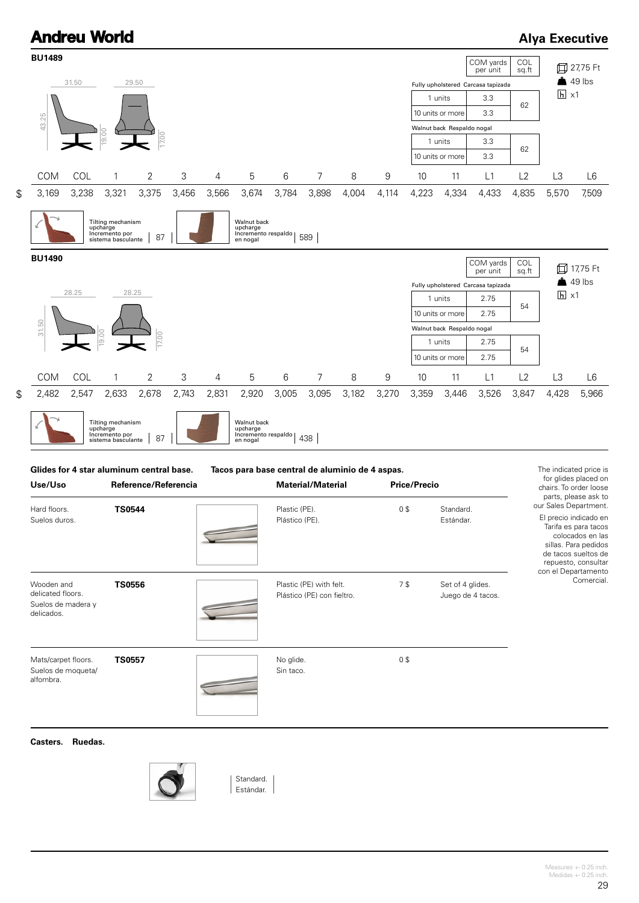# Andreu World

## Alya Executive

### BU1489

31.50 | 29.50 | 43.25 | 19.00 | 17.00

| | COM yards per unit | COL sq.ft |
|---|---|---|
| Fully upholstered Carcasa tapizada | | |
| 1 units | 3.3 | 62 |
| 10 units or more | 3.3 | |
| Walnut back Respaldo nogal | | |
| 1 units | 3.3 | 62 |
| 10 units or more | 3.3 | |

27,75 Ft
49 lbs
x1

| | COM | COL | 1 | 2 | 3 | 4 | 5 | 6 | 7 | 8 | 9 | 10 | 11 | L1 | L2 | L3 | L6 |
|---|---|---|---|---|---|---|---|---|---|---|---|---|---|---|---|---|---|
| $ | 3,169 | 3,238 | 3,321 | 3,375 | 3,456 | 3,566 | 3,674 | 3,784 | 3,898 | 4,004 | 4,114 | 4,223 | 4,334 | 4,433 | 4,835 | 5,570 | 7,509 |

Tilting mechanism upcharge / Incremento por sistema basculante | 87

Walnut back upcharge / Incremento respaldo en nogal | 589

### BU1490

28.25 | 28.25 | 31.50 | 19.00 | 17.00

| | COM yards per unit | COL sq.ft |
|---|---|---|
| Fully upholstered Carcasa tapizada | | |
| 1 units | 2.75 | 54 |
| 10 units or more | 2.75 | |
| Walnut back Respaldo nogal | | |
| 1 units | 2.75 | 54 |
| 10 units or more | 2.75 | |

17,75 Ft
49 lbs
x1

| | COM | COL | 1 | 2 | 3 | 4 | 5 | 6 | 7 | 8 | 9 | 10 | 11 | L1 | L2 | L3 | L6 |
|---|---|---|---|---|---|---|---|---|---|---|---|---|---|---|---|---|---|
| $ | 2,482 | 2,547 | 2,633 | 2,678 | 2,743 | 2,831 | 2,920 | 3,005 | 3,095 | 3,182 | 3,270 | 3,359 | 3,446 | 3,526 | 3,847 | 4,428 | 5,966 |

Tilting mechanism upcharge / Incremento por sistema basculante | 87

Walnut back upcharge / Incremento respaldo en nogal | 438

**Glides for 4 star aluminum central base.** **Tacos para base central de aluminio de 4 aspas.**

| Use/Uso | Reference/Referencia | Material/Material | Price/Precio | |
|---|---|---|---|---|
| Hard floors. Suelos duros. | **TS0544** | Plastic (PE). Plástico (PE). | 0 $ | Standard. Estándar. |
| Wooden and delicated floors. Suelos de madera y delicados. | **TS0556** | Plastic (PE) with felt. Plástico (PE) con fieltro. | 7 $ | Set of 4 glides. Juego de 4 tacos. |
| Mats/carpet floors. Suelos de moqueta/ alfombra. | **TS0557** | No glide. Sin taco. | 0 $ | |

The indicated price is for glides placed on chairs. To order loose parts, please ask to our Sales Department.

El precio indicado en Tarifa es para tacos colocados en las sillas. Para pedidos de tacos sueltos de repuesto, consultar con el Departamento Comercial.

**Casters. Ruedas.**

Standard. Estándar.

Measures +- 0.25 inch.
Medidas +- 0.25 inch.